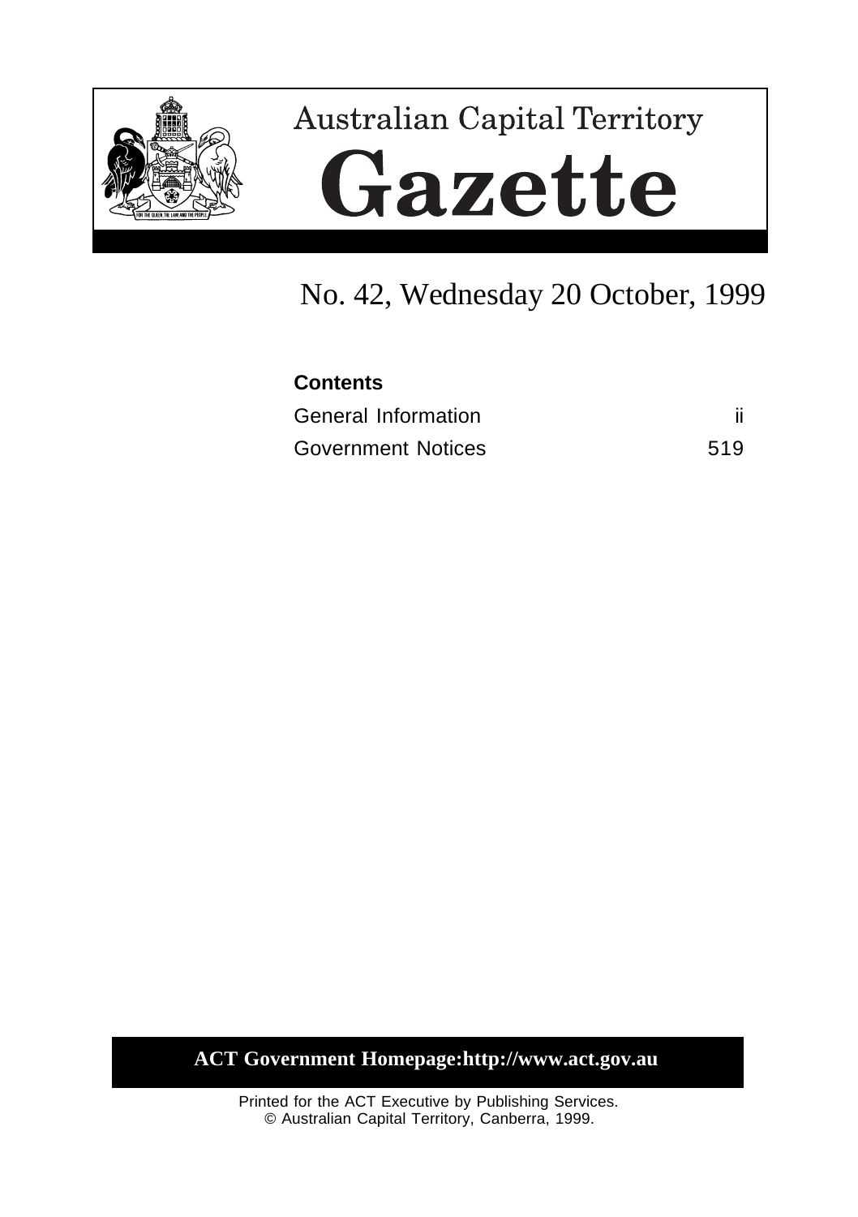# Australian Capital Territory

# Gazette

## No. 42, Wednesday 20 October, 1999

**Contents**

| | |
|---|---|
| General Information | ii |
| Government Notices | 519 |

**ACT Government Homepage:http://www.act.gov.au**

Printed for the ACT Executive by Publishing Services.
© Australian Capital Territory, Canberra, 1999.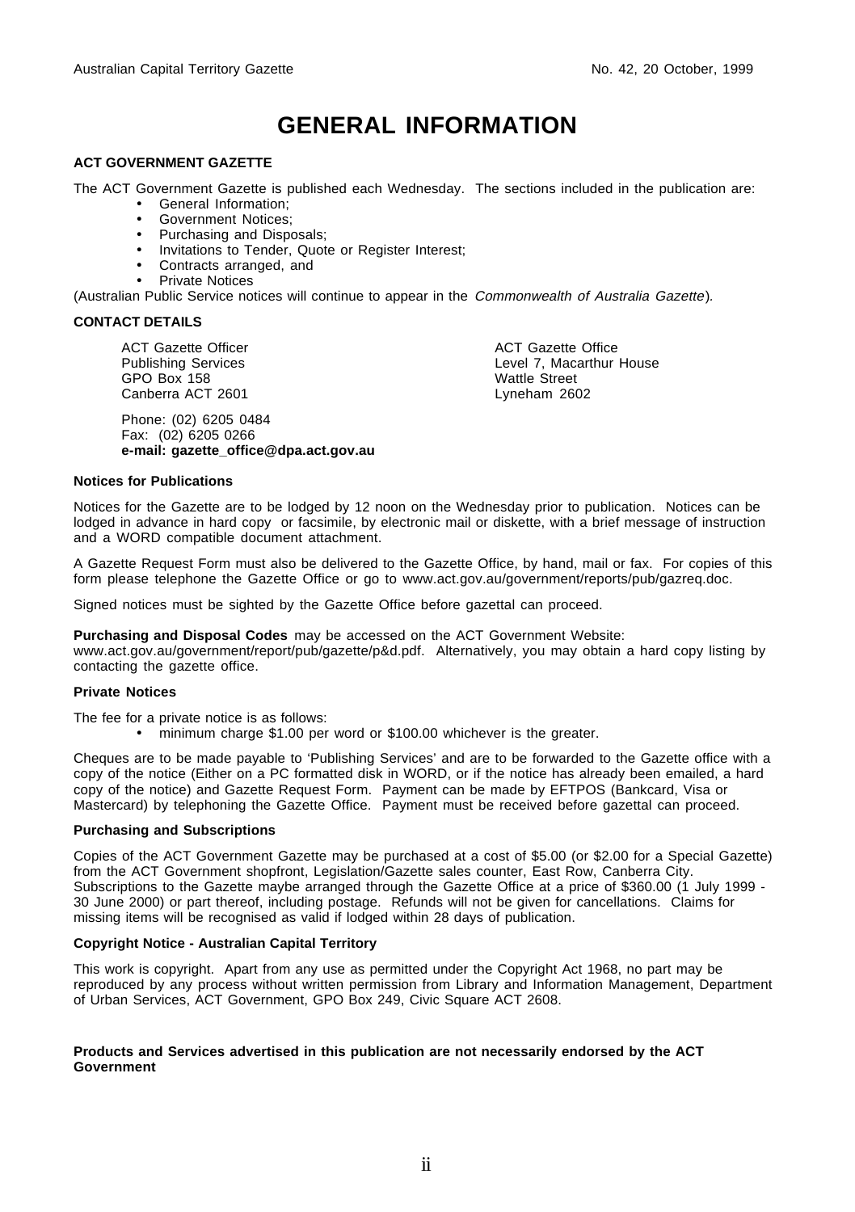# GENERAL INFORMATION

**ACT GOVERNMENT GAZETTE**

The ACT Government Gazette is published each Wednesday. The sections included in the publication are:

- General Information;
- Government Notices;
- Purchasing and Disposals;
- Invitations to Tender, Quote or Register Interest;
- Contracts arranged, and
- Private Notices

(Australian Public Service notices will continue to appear in the *Commonwealth of Australia Gazette*).

**CONTACT DETAILS**

ACT Gazette Officer
Publishing Services
GPO Box 158
Canberra ACT 2601

ACT Gazette Office
Level 7, Macarthur House
Wattle Street
Lyneham 2602

Phone: (02) 6205 0484
Fax: (02) 6205 0266
**e-mail: gazette_office@dpa.act.gov.au**

**Notices for Publications**

Notices for the Gazette are to be lodged by 12 noon on the Wednesday prior to publication. Notices can be lodged in advance in hard copy or facsimile, by electronic mail or diskette, with a brief message of instruction and a WORD compatible document attachment.

A Gazette Request Form must also be delivered to the Gazette Office, by hand, mail or fax. For copies of this form please telephone the Gazette Office or go to www.act.gov.au/government/reports/pub/gazreq.doc.

Signed notices must be sighted by the Gazette Office before gazettal can proceed.

**Purchasing and Disposal Codes** may be accessed on the ACT Government Website: www.act.gov.au/government/report/pub/gazette/p&d.pdf. Alternatively, you may obtain a hard copy listing by contacting the gazette office.

**Private Notices**

The fee for a private notice is as follows:

- minimum charge $1.00 per word or $100.00 whichever is the greater.

Cheques are to be made payable to 'Publishing Services' and are to be forwarded to the Gazette office with a copy of the notice (Either on a PC formatted disk in WORD, or if the notice has already been emailed, a hard copy of the notice) and Gazette Request Form. Payment can be made by EFTPOS (Bankcard, Visa or Mastercard) by telephoning the Gazette Office. Payment must be received before gazettal can proceed.

**Purchasing and Subscriptions**

Copies of the ACT Government Gazette may be purchased at a cost of $5.00 (or $2.00 for a Special Gazette) from the ACT Government shopfront, Legislation/Gazette sales counter, East Row, Canberra City. Subscriptions to the Gazette maybe arranged through the Gazette Office at a price of $360.00 (1 July 1999 - 30 June 2000) or part thereof, including postage. Refunds will not be given for cancellations. Claims for missing items will be recognised as valid if lodged within 28 days of publication.

**Copyright Notice - Australian Capital Territory**

This work is copyright. Apart from any use as permitted under the Copyright Act 1968, no part may be reproduced by any process without written permission from Library and Information Management, Department of Urban Services, ACT Government, GPO Box 249, Civic Square ACT 2608.

**Products and Services advertised in this publication are not necessarily endorsed by the ACT Government**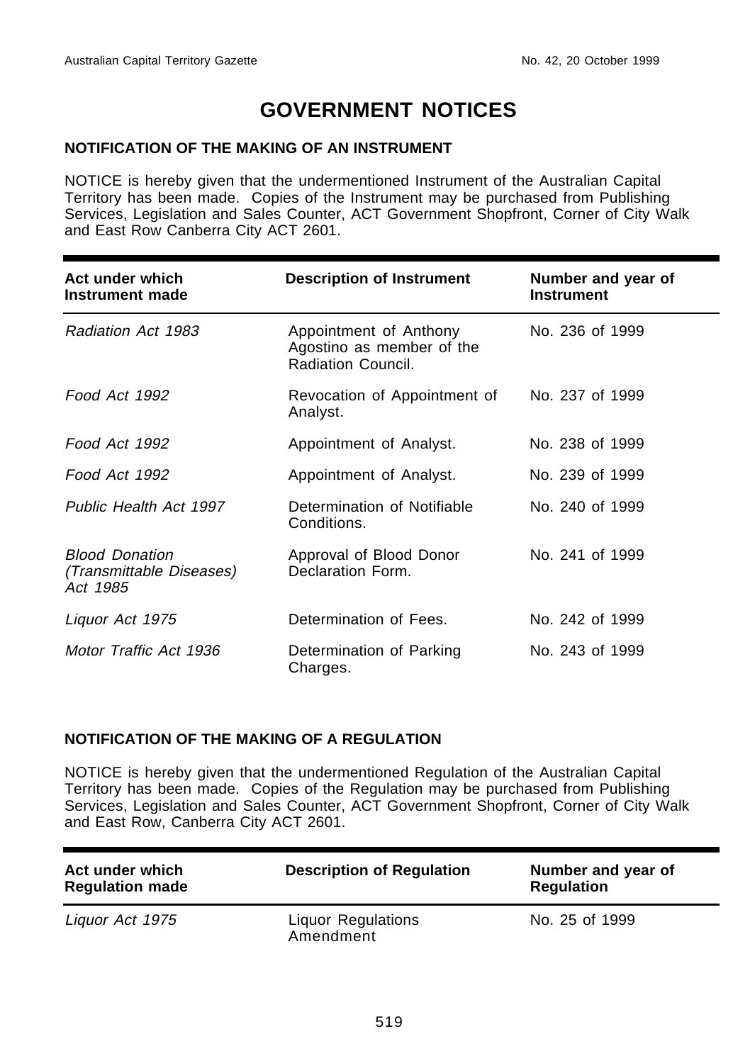# GOVERNMENT NOTICES

## NOTIFICATION OF THE MAKING OF AN INSTRUMENT

NOTICE is hereby given that the undermentioned Instrument of the Australian Capital Territory has been made. Copies of the Instrument may be purchased from Publishing Services, Legislation and Sales Counter, ACT Government Shopfront, Corner of City Walk and East Row Canberra City ACT 2601.

| Act under which Instrument made | Description of Instrument | Number and year of Instrument |
|---|---|---|
| *Radiation Act 1983* | Appointment of Anthony Agostino as member of the Radiation Council. | No. 236 of 1999 |
| *Food Act 1992* | Revocation of Appointment of Analyst. | No. 237 of 1999 |
| *Food Act 1992* | Appointment of Analyst. | No. 238 of 1999 |
| *Food Act 1992* | Appointment of Analyst. | No. 239 of 1999 |
| *Public Health Act 1997* | Determination of Notifiable Conditions. | No. 240 of 1999 |
| *Blood Donation (Transmittable Diseases) Act 1985* | Approval of Blood Donor Declaration Form. | No. 241 of 1999 |
| *Liquor Act 1975* | Determination of Fees. | No. 242 of 1999 |
| *Motor Traffic Act 1936* | Determination of Parking Charges. | No. 243 of 1999 |

## NOTIFICATION OF THE MAKING OF A REGULATION

NOTICE is hereby given that the undermentioned Regulation of the Australian Capital Territory has been made. Copies of the Regulation may be purchased from Publishing Services, Legislation and Sales Counter, ACT Government Shopfront, Corner of City Walk and East Row, Canberra City ACT 2601.

| Act under which Regulation made | Description of Regulation | Number and year of Regulation |
|---|---|---|
| *Liquor Act 1975* | Liquor Regulations Amendment | No. 25 of 1999 |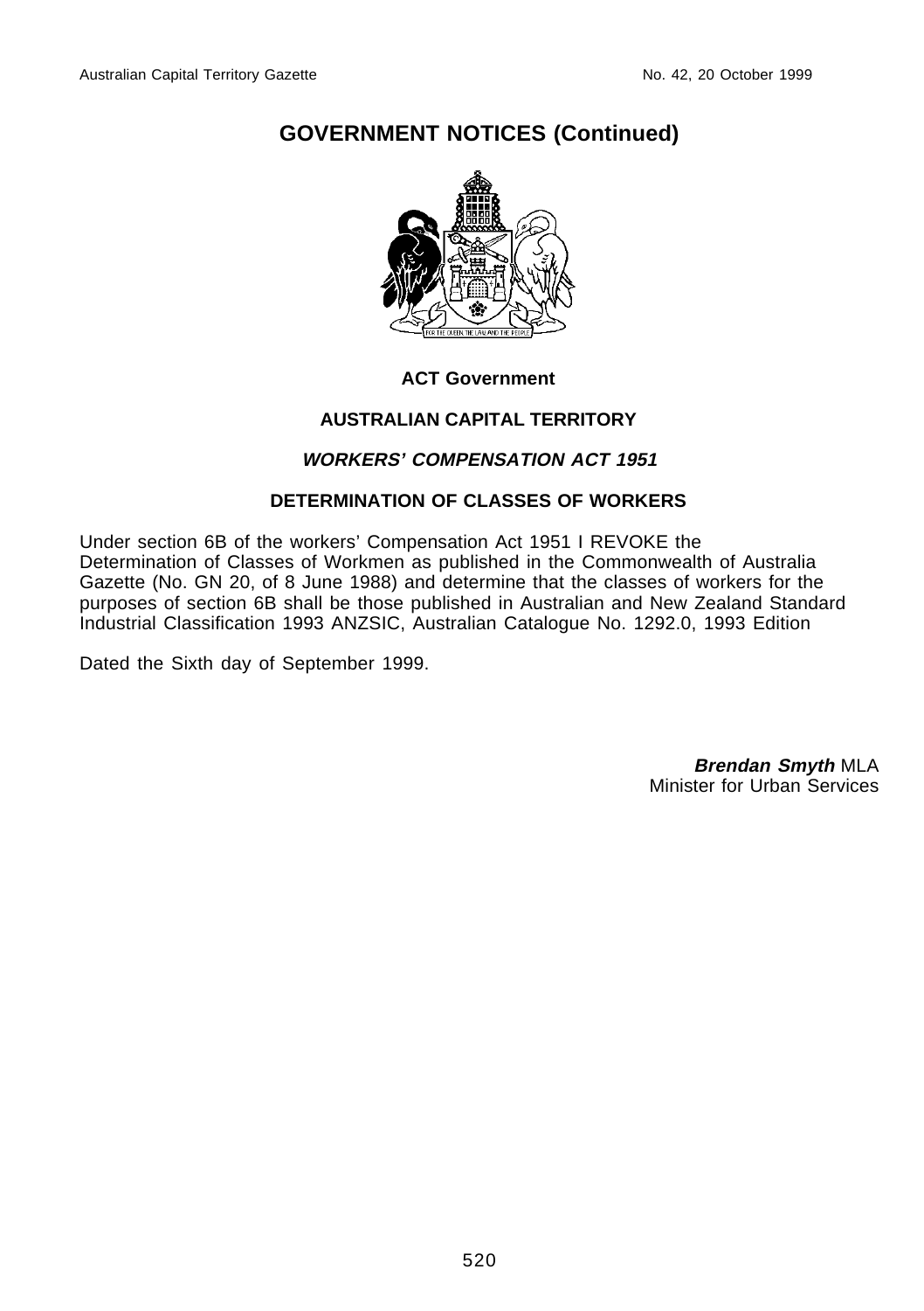# GOVERNMENT NOTICES (Continued)

**ACT Government**

**AUSTRALIAN CAPITAL TERRITORY**

***WORKERS' COMPENSATION ACT 1951***

**DETERMINATION OF CLASSES OF WORKERS**

Under section 6B of the workers' Compensation Act 1951 I REVOKE the Determination of Classes of Workmen as published in the Commonwealth of Australia Gazette (No. GN 20, of 8 June 1988) and determine that the classes of workers for the purposes of section 6B shall be those published in Australian and New Zealand Standard Industrial Classification 1993 ANZSIC, Australian Catalogue No. 1292.0, 1993 Edition

Dated the Sixth day of September 1999.

***Brendan Smyth*** MLA
Minister for Urban Services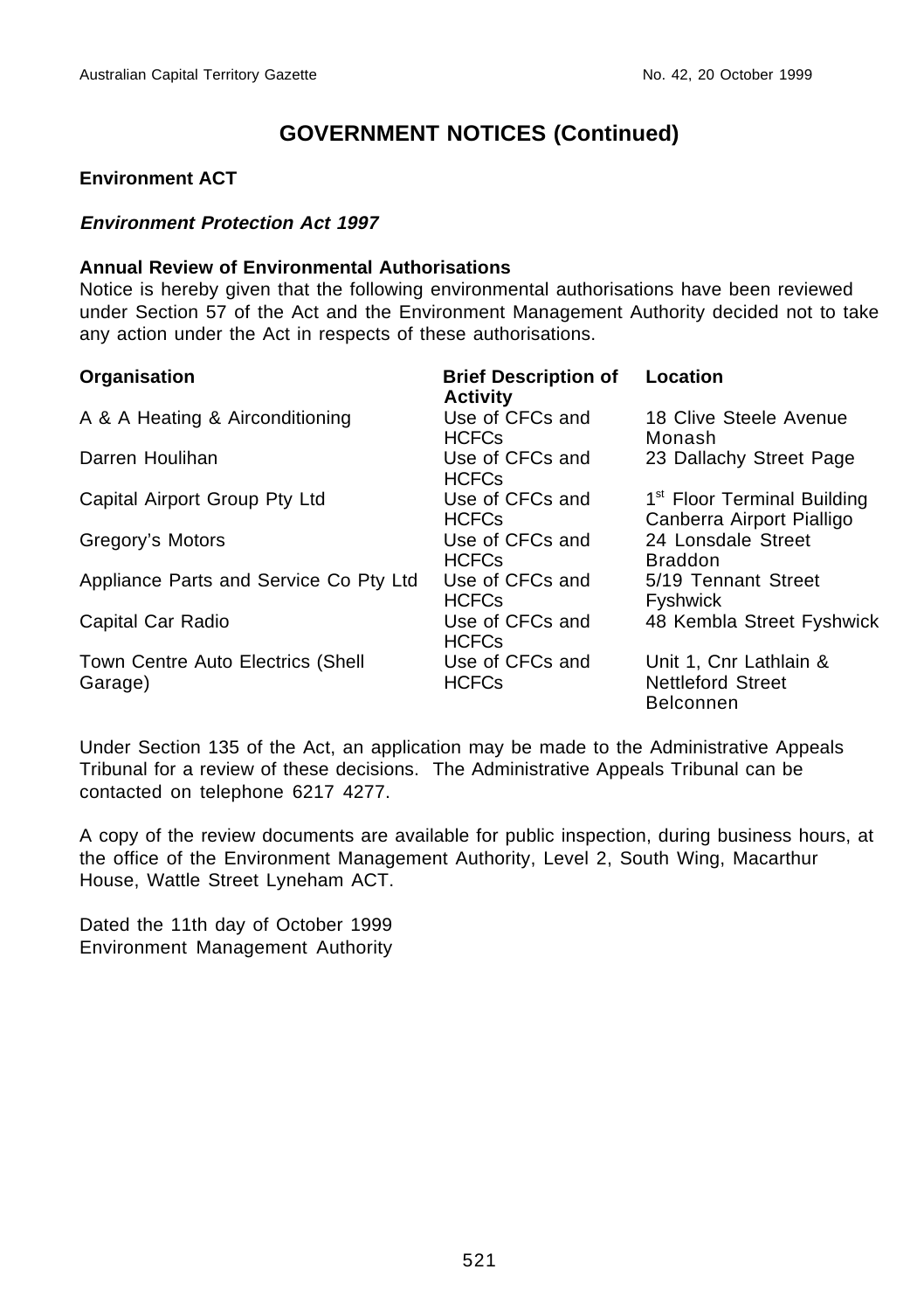## GOVERNMENT NOTICES (Continued)

**Environment ACT**

***Environment Protection Act 1997***

**Annual Review of Environmental Authorisations**

Notice is hereby given that the following environmental authorisations have been reviewed under Section 57 of the Act and the Environment Management Authority decided not to take any action under the Act in respects of these authorisations.

| Organisation | Brief Description of Activity | Location |
|---|---|---|
| A & A Heating & Airconditioning | Use of CFCs and HCFCs | 18 Clive Steele Avenue Monash |
| Darren Houlihan | Use of CFCs and HCFCs | 23 Dallachy Street Page |
| Capital Airport Group Pty Ltd | Use of CFCs and HCFCs | 1st Floor Terminal Building Canberra Airport Pialligo |
| Gregory's Motors | Use of CFCs and HCFCs | 24 Lonsdale Street Braddon |
| Appliance Parts and Service Co Pty Ltd | Use of CFCs and HCFCs | 5/19 Tennant Street Fyshwick |
| Capital Car Radio | Use of CFCs and HCFCs | 48 Kembla Street Fyshwick |
| Town Centre Auto Electrics (Shell Garage) | Use of CFCs and HCFCs | Unit 1, Cnr Lathlain & Nettleford Street Belconnen |

Under Section 135 of the Act, an application may be made to the Administrative Appeals Tribunal for a review of these decisions. The Administrative Appeals Tribunal can be contacted on telephone 6217 4277.

A copy of the review documents are available for public inspection, during business hours, at the office of the Environment Management Authority, Level 2, South Wing, Macarthur House, Wattle Street Lyneham ACT.

Dated the 11th day of October 1999
Environment Management Authority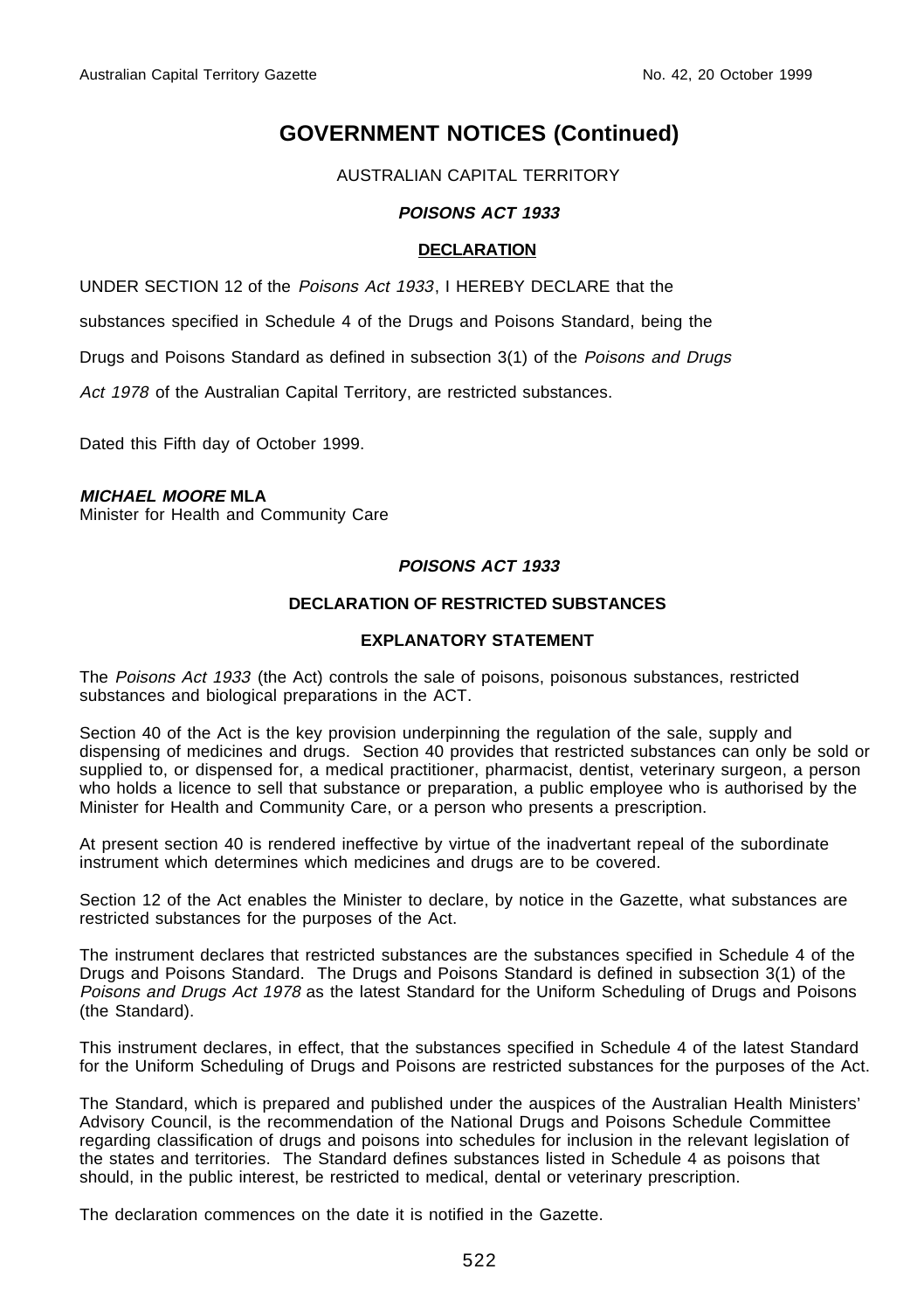# GOVERNMENT NOTICES (Continued)

AUSTRALIAN CAPITAL TERRITORY

***POISONS ACT 1933***

**DECLARATION**

UNDER SECTION 12 of the *Poisons Act 1933*, I HEREBY DECLARE that the substances specified in Schedule 4 of the Drugs and Poisons Standard, being the Drugs and Poisons Standard as defined in subsection 3(1) of the *Poisons and Drugs Act 1978* of the Australian Capital Territory, are restricted substances.

Dated this Fifth day of October 1999.

***MICHAEL MOORE* MLA**
Minister for Health and Community Care

***POISONS ACT 1933***

**DECLARATION OF RESTRICTED SUBSTANCES**

**EXPLANATORY STATEMENT**

The *Poisons Act 1933* (the Act) controls the sale of poisons, poisonous substances, restricted substances and biological preparations in the ACT.

Section 40 of the Act is the key provision underpinning the regulation of the sale, supply and dispensing of medicines and drugs. Section 40 provides that restricted substances can only be sold or supplied to, or dispensed for, a medical practitioner, pharmacist, dentist, veterinary surgeon, a person who holds a licence to sell that substance or preparation, a public employee who is authorised by the Minister for Health and Community Care, or a person who presents a prescription.

At present section 40 is rendered ineffective by virtue of the inadvertant repeal of the subordinate instrument which determines which medicines and drugs are to be covered.

Section 12 of the Act enables the Minister to declare, by notice in the Gazette, what substances are restricted substances for the purposes of the Act.

The instrument declares that restricted substances are the substances specified in Schedule 4 of the Drugs and Poisons Standard. The Drugs and Poisons Standard is defined in subsection 3(1) of the *Poisons and Drugs Act 1978* as the latest Standard for the Uniform Scheduling of Drugs and Poisons (the Standard).

This instrument declares, in effect, that the substances specified in Schedule 4 of the latest Standard for the Uniform Scheduling of Drugs and Poisons are restricted substances for the purposes of the Act.

The Standard, which is prepared and published under the auspices of the Australian Health Ministers' Advisory Council, is the recommendation of the National Drugs and Poisons Schedule Committee regarding classification of drugs and poisons into schedules for inclusion in the relevant legislation of the states and territories. The Standard defines substances listed in Schedule 4 as poisons that should, in the public interest, be restricted to medical, dental or veterinary prescription.

The declaration commences on the date it is notified in the Gazette.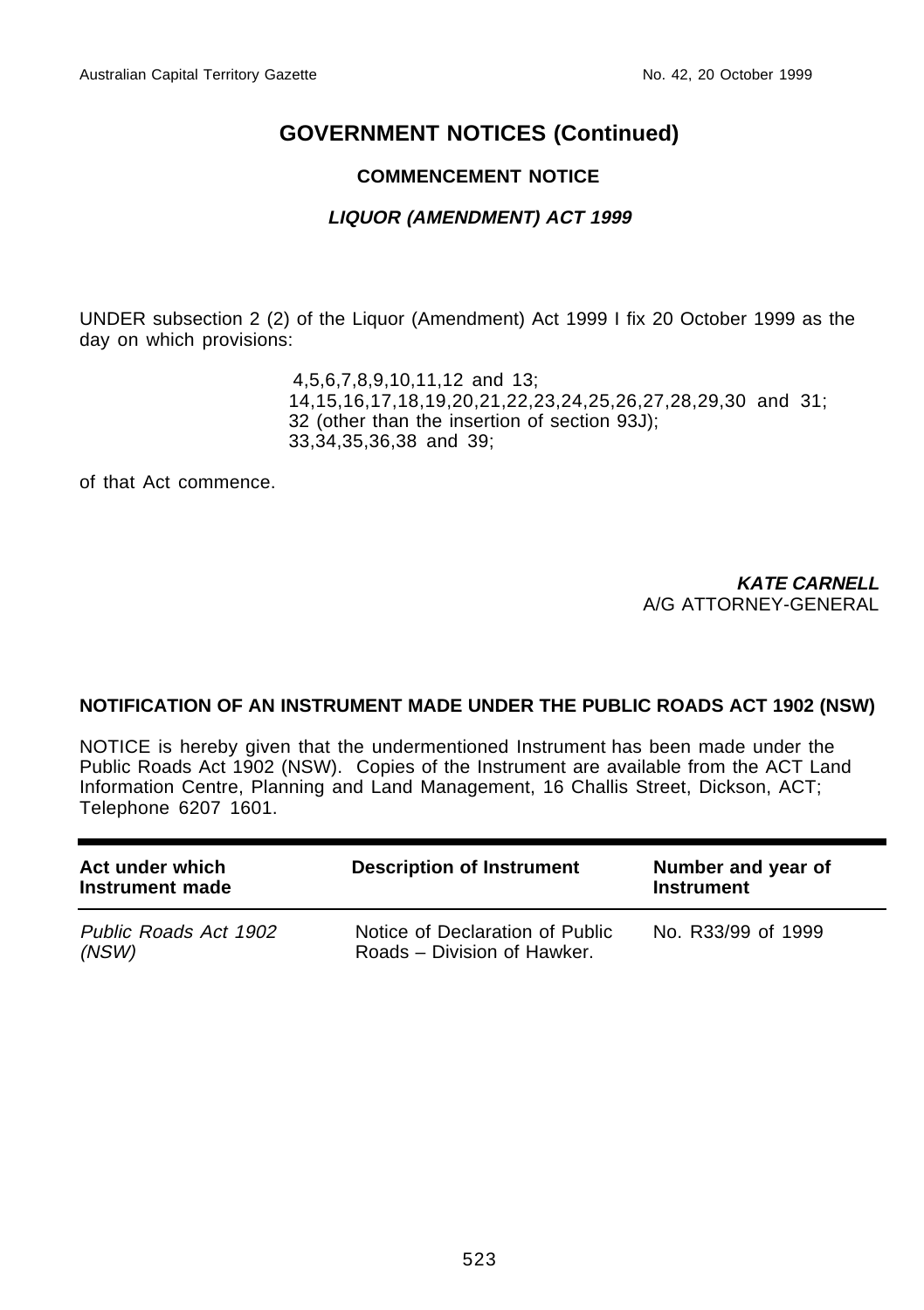## GOVERNMENT NOTICES (Continued)

### COMMENCEMENT NOTICE

### *LIQUOR (AMENDMENT) ACT 1999*

UNDER subsection 2 (2) of the Liquor (Amendment) Act 1999 I fix 20 October 1999 as the day on which provisions:

4,5,6,7,8,9,10,11,12 and 13;
14,15,16,17,18,19,20,21,22,23,24,25,26,27,28,29,30 and 31;
32 (other than the insertion of section 93J);
33,34,35,36,38 and 39;

of that Act commence.

***KATE CARNELL***
A/G ATTORNEY-GENERAL

**NOTIFICATION OF AN INSTRUMENT MADE UNDER THE PUBLIC ROADS ACT 1902 (NSW)**

NOTICE is hereby given that the undermentioned Instrument has been made under the Public Roads Act 1902 (NSW). Copies of the Instrument are available from the ACT Land Information Centre, Planning and Land Management, 16 Challis Street, Dickson, ACT; Telephone 6207 1601.

| Act under which Instrument made | Description of Instrument | Number and year of Instrument |
|---|---|---|
| *Public Roads Act 1902 (NSW)* | Notice of Declaration of Public Roads – Division of Hawker. | No. R33/99 of 1999 |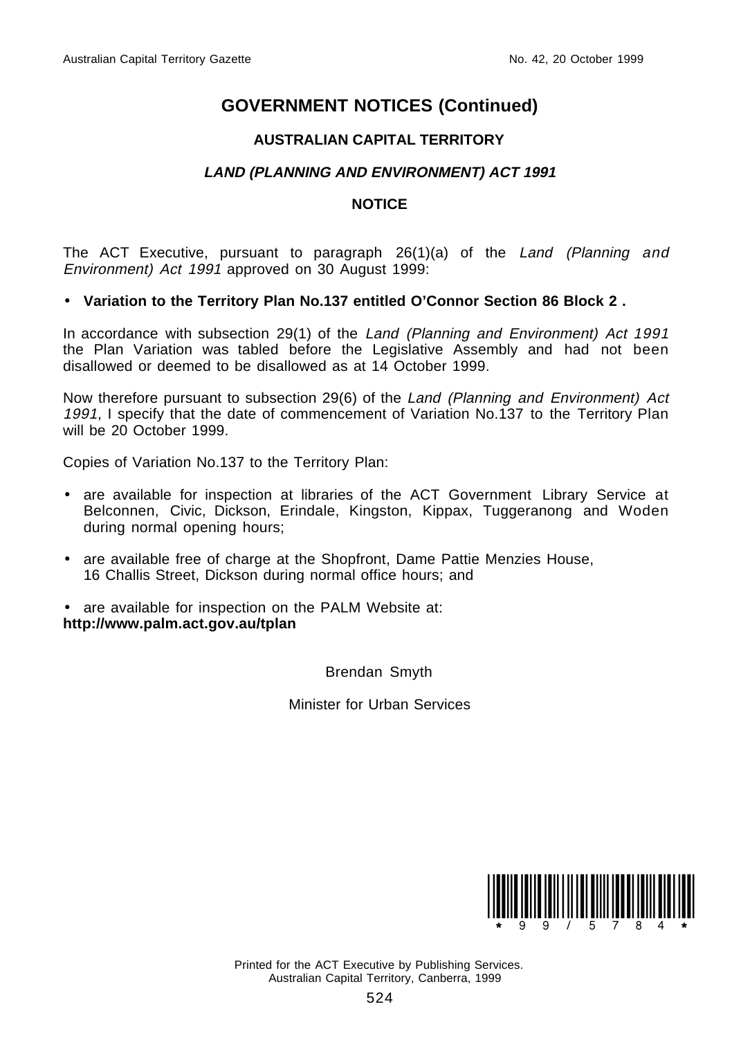# GOVERNMENT NOTICES (Continued)

## AUSTRALIAN CAPITAL TERRITORY

### *LAND (PLANNING AND ENVIRONMENT) ACT 1991*

### NOTICE

The ACT Executive, pursuant to paragraph 26(1)(a) of the *Land (Planning and Environment) Act 1991* approved on 30 August 1999:

- **Variation to the Territory Plan No.137 entitled O'Connor Section 86 Block 2 .**

In accordance with subsection 29(1) of the *Land (Planning and Environment) Act 1991* the Plan Variation was tabled before the Legislative Assembly and had not been disallowed or deemed to be disallowed as at 14 October 1999.

Now therefore pursuant to subsection 29(6) of the *Land (Planning and Environment) Act 1991*, I specify that the date of commencement of Variation No.137 to the Territory Plan will be 20 October 1999.

Copies of Variation No.137 to the Territory Plan:

- are available for inspection at libraries of the ACT Government Library Service at Belconnen, Civic, Dickson, Erindale, Kingston, Kippax, Tuggeranong and Woden during normal opening hours;
- are available free of charge at the Shopfront, Dame Pattie Menzies House, 16 Challis Street, Dickson during normal office hours; and
- are available for inspection on the PALM Website at: **http://www.palm.act.gov.au/tplan**

Brendan Smyth

Minister for Urban Services

*99/5784*

Printed for the ACT Executive by Publishing Services.
Australian Capital Territory, Canberra, 1999